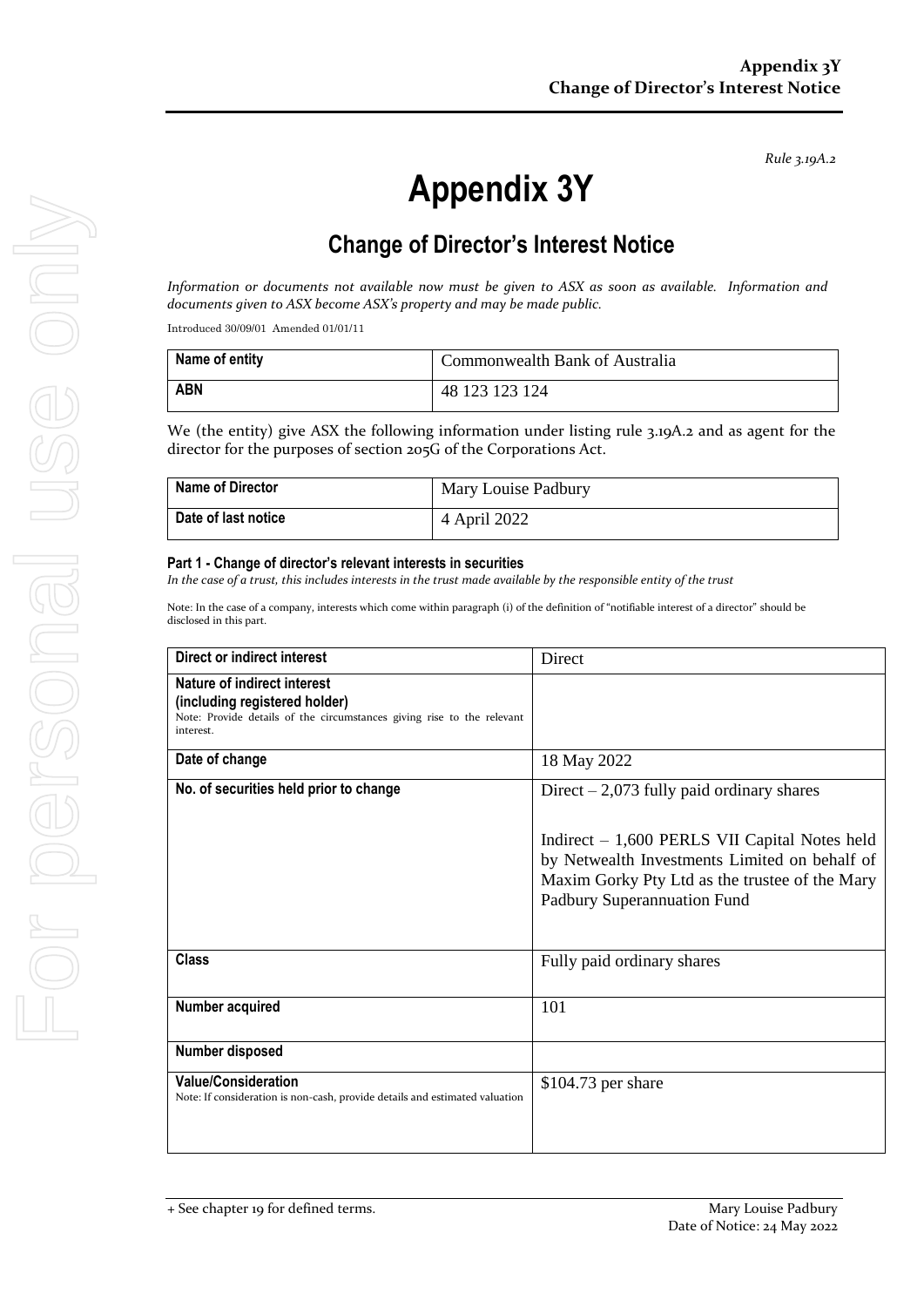*Rule 3.19A.2*

# Appendix 3Y

## Change of Director's Interest Notice

*Information or documents not available now must be given to ASX as soon as available. Information and documents given to ASX become ASX's property and may be made public.*

Introduced 30/09/01 Amended 01/01/11

| Name of entity | Commonwealth Bank of Australia |
|---|---|
| ABN | 48 123 123 124 |

We (the entity) give ASX the following information under listing rule 3.19A.2 and as agent for the director for the purposes of section 205G of the Corporations Act.

| Name of Director | Mary Louise Padbury |
|---|---|
| Date of last notice | 4 April 2022 |

#### Part 1 - Change of director's relevant interests in securities

*In the case of a trust, this includes interests in the trust made available by the responsible entity of the trust*

Note: In the case of a company, interests which come within paragraph (i) of the definition of "notifiable interest of a director" should be disclosed in this part.

| Direct or indirect interest | Direct |
|---|---|
| **Nature of indirect interest (including registered holder)**<br>Note: Provide details of the circumstances giving rise to the relevant interest. | |
| **Date of change** | 18 May 2022 |
| **No. of securities held prior to change** | Direct – 2,073 fully paid ordinary shares<br><br>Indirect – 1,600 PERLS VII Capital Notes held by Netwealth Investments Limited on behalf of Maxim Gorky Pty Ltd as the trustee of the Mary Padbury Superannuation Fund |
| **Class** | Fully paid ordinary shares |
| **Number acquired** | 101 |
| **Number disposed** | |
| **Value/Consideration**<br>Note: If consideration is non-cash, provide details and estimated valuation | $104.73 per share |

+ See chapter 19 for defined terms.

Mary Louise Padbury
Date of Notice: 24 May 2022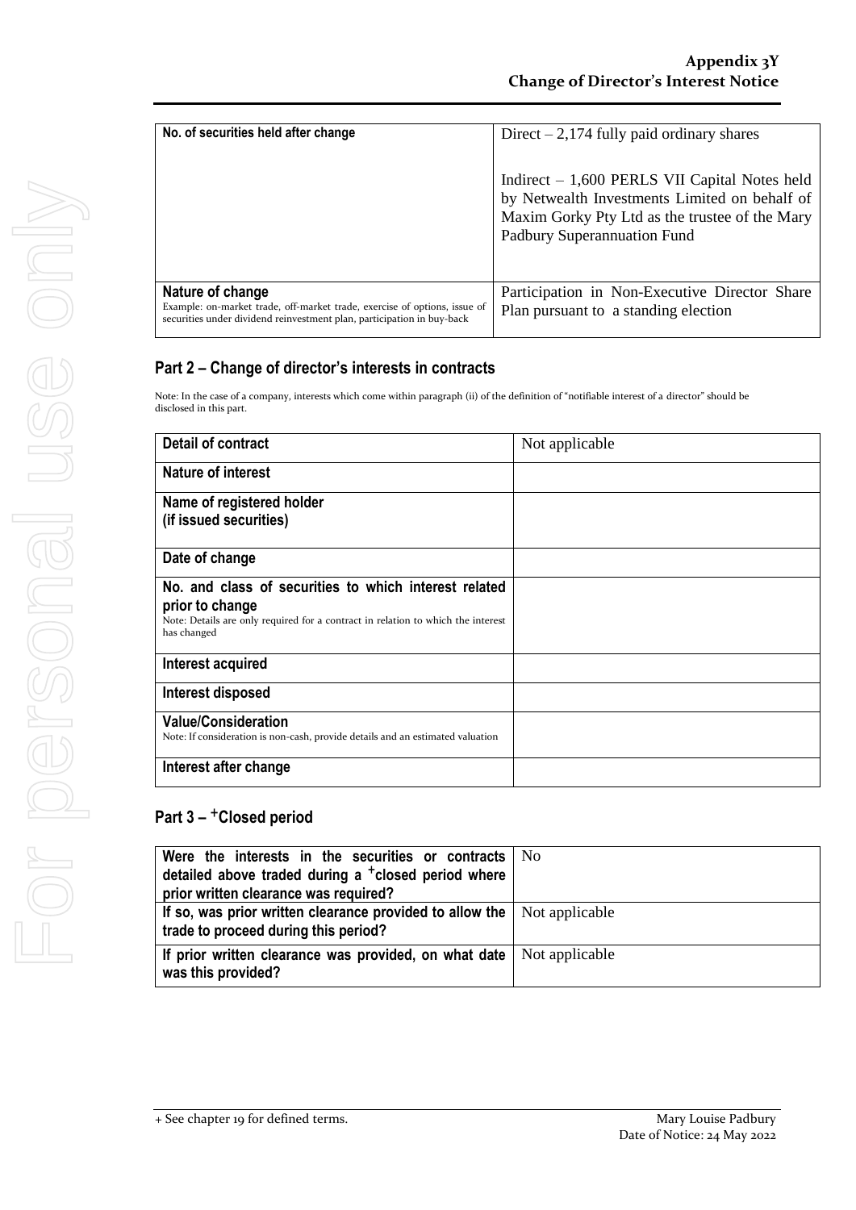| | |
|---|---|
| **No. of securities held after change** | Direct – 2,174 fully paid ordinary shares<br><br>Indirect – 1,600 PERLS VII Capital Notes held by Netwealth Investments Limited on behalf of Maxim Gorky Pty Ltd as the trustee of the Mary Padbury Superannuation Fund |
| **Nature of change**<br>Example: on-market trade, off-market trade, exercise of options, issue of securities under dividend reinvestment plan, participation in buy-back | Participation in Non-Executive Director Share Plan pursuant to a standing election |

## Part 2 – Change of director's interests in contracts

Note: In the case of a company, interests which come within paragraph (ii) of the definition of "notifiable interest of a director" should be disclosed in this part.

| | |
|---|---|
| **Detail of contract** | Not applicable |
| **Nature of interest** | |
| **Name of registered holder (if issued securities)** | |
| **Date of change** | |
| **No. and class of securities to which interest related prior to change**<br>Note: Details are only required for a contract in relation to which the interest has changed | |
| **Interest acquired** | |
| **Interest disposed** | |
| **Value/Consideration**<br>Note: If consideration is non-cash, provide details and an estimated valuation | |
| **Interest after change** | |

## Part 3 – +Closed period

| | |
|---|---|
| **Were the interests in the securities or contracts detailed above traded during a +closed period where prior written clearance was required?** | No |
| **If so, was prior written clearance provided to allow the trade to proceed during this period?** | Not applicable |
| **If prior written clearance was provided, on what date was this provided?** | Not applicable |

+ See chapter 19 for defined terms.

Mary Louise Padbury
Date of Notice: 24 May 2022